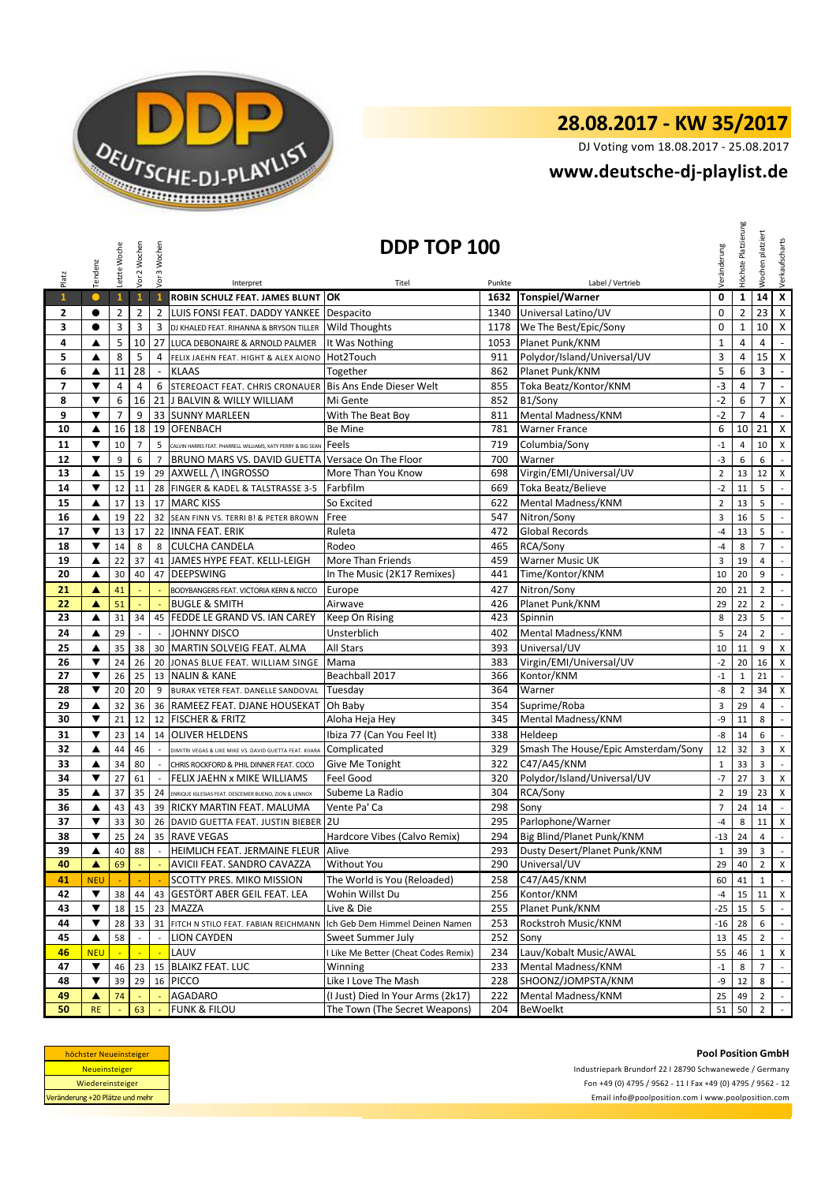# 28.08.2017 - KW 35/2017

DJ Voting vom 18.08.2017 - 25.08.2017

## www.deutsche-dj-playlist.de

## DDP TOP 100

| Platz | Tendenz | Letzte Woche | Vor 2 Wochen | Vor 3 Wochen | Interpret | Titel | Punkte | Label / Vertrieb | Veränderung | Höchste Platzierung | Wochen platziert | Verkaufscharts |
|---|---|---|---|---|---|---|---|---|---|---|---|---|
| 1 | ● | 1 | 1 | 1 | ROBIN SCHULZ FEAT. JAMES BLUNT | OK | 1632 | Tonspiel/Warner | 0 | 1 | 14 | X |
| 2 | ● | 2 | 2 | 2 | LUIS FONSI FEAT. DADDY YANKEE | Despacito | 1340 | Universal Latino/UV | 0 | 2 | 23 | X |
| 3 | ● | 3 | 3 | 3 | DJ KHALED FEAT. RIHANNA & BRYSON TILLER | Wild Thoughts | 1178 | We The Best/Epic/Sony | 0 | 1 | 10 | X |
| 4 | ▲ | 5 | 10 | 27 | LUCA DEBONAIRE & ARNOLD PALMER | It Was Nothing | 1053 | Planet Punk/KNM | 1 | 4 | 4 | - |
| 5 | ▲ | 8 | 5 | 4 | FELIX JAEHN FEAT. HIGHT & ALEX AIONO | Hot2Touch | 911 | Polydor/Island/Universal/UV | 3 | 4 | 15 | X |
| 6 | ▲ | 11 | 28 | - | KLAAS | Together | 862 | Planet Punk/KNM | 5 | 6 | 3 | - |
| 7 | ▼ | 4 | 4 | 6 | STEREOACT FEAT. CHRIS CRONAUER | Bis Ans Ende Dieser Welt | 855 | Toka Beatz/Kontor/KNM | -3 | 4 | 7 | - |
| 8 | ▼ | 6 | 16 | 21 | J BALVIN & WILLY WILLIAM | Mi Gente | 852 | B1/Sony | -2 | 6 | 7 | X |
| 9 | ▼ | 7 | 9 | 33 | SUNNY MARLEEN | With The Beat Boy | 811 | Mental Madness/KNM | -2 | 7 | 4 | - |
| 10 | ▲ | 16 | 18 | 19 | OFENBACH | Be Mine | 781 | Warner France | 6 | 10 | 21 | X |
| 11 | ▼ | 10 | 7 | 5 | CALVIN HARRIS FEAT. PHARRELL WILLIAMS, KATY PERRY & BIG SEAN | Feels | 719 | Columbia/Sony | -1 | 4 | 10 | X |
| 12 | ▼ | 9 | 6 | 7 | BRUNO MARS VS. DAVID GUETTA | Versace On The Floor | 700 | Warner | -3 | 6 | 6 | - |
| 13 | ▲ | 15 | 19 | 29 | AXWELL /\ INGROSSO | More Than You Know | 698 | Virgin/EMI/Universal/UV | 2 | 13 | 12 | X |
| 14 | ▼ | 12 | 11 | 28 | FINGER & KADEL & TALSTRASSE 3-5 | Farbfilm | 669 | Toka Beatz/Believe | -2 | 11 | 5 | - |
| 15 | ▲ | 17 | 13 | 17 | MARC KISS | So Excited | 622 | Mental Madness/KNM | 2 | 13 | 5 | - |
| 16 | ▲ | 19 | 22 | 32 | SEAN FINN VS. TERRI B! & PETER BROWN | Free | 547 | Nitron/Sony | 3 | 16 | 5 | - |
| 17 | ▼ | 13 | 17 | 22 | INNA FEAT. ERIK | Ruleta | 472 | Global Records | -4 | 13 | 5 | - |
| 18 | ▼ | 14 | 8 | 8 | CULCHA CANDELA | Rodeo | 465 | RCA/Sony | -4 | 8 | 7 | - |
| 19 | ▲ | 22 | 37 | 41 | JAMES HYPE FEAT. KELLI-LEIGH | More Than Friends | 459 | Warner Music UK | 3 | 19 | 4 | - |
| 20 | ▲ | 30 | 40 | 47 | DEEPSWING | In The Music (2K17 Remixes) | 441 | Time/Kontor/KNM | 10 | 20 | 9 | - |
| 21 | ▲ | 41 | - | - | BODYBANGERS FEAT. VICTORIA KERN & NICCO | Europe | 427 | Nitron/Sony | 20 | 21 | 2 | - |
| 22 | ▲ | 51 | - | - | BUGLE & SMITH | Airwave | 426 | Planet Punk/KNM | 29 | 22 | 2 | - |
| 23 | ▲ | 31 | 34 | 45 | FEDDE LE GRAND VS. IAN CAREY | Keep On Rising | 423 | Spinnin | 8 | 23 | 5 | - |
| 24 | ▲ | 29 | - | - | JOHNNY DISCO | Unsterblich | 402 | Mental Madness/KNM | 5 | 24 | 2 | - |
| 25 | ▲ | 35 | 38 | 30 | MARTIN SOLVEIG FEAT. ALMA | All Stars | 393 | Universal/UV | 10 | 11 | 9 | X |
| 26 | ▼ | 24 | 26 | 20 | JONAS BLUE FEAT. WILLIAM SINGE | Mama | 383 | Virgin/EMI/Universal/UV | -2 | 20 | 16 | X |
| 27 | ▼ | 26 | 25 | 13 | NALIN & KANE | Beachball 2017 | 366 | Kontor/KNM | -1 | 1 | 21 | - |
| 28 | ▼ | 20 | 20 | 9 | BURAK YETER FEAT. DANELLE SANDOVAL | Tuesday | 364 | Warner | -8 | 2 | 34 | X |
| 29 | ▲ | 32 | 36 | 36 | RAMEEZ FEAT. DJANE HOUSEKAT | Oh Baby | 354 | Suprime/Roba | 3 | 29 | 4 | - |
| 30 | ▼ | 21 | 12 | 12 | FISCHER & FRITZ | Aloha Heja Hey | 345 | Mental Madness/KNM | -9 | 11 | 8 | - |
| 31 | ▼ | 23 | 14 | 14 | OLIVER HELDENS | Ibiza 77 (Can You Feel It) | 338 | Heldeep | -8 | 14 | 6 | - |
| 32 | ▲ | 44 | 46 | - | DIMITRI VEGAS & LIKE MIKE VS. DAVID GUETTA FEAT. KIIARA | Complicated | 329 | Smash The House/Epic Amsterdam/Sony | 12 | 32 | 3 | X |
| 33 | ▲ | 34 | 80 | - | CHRIS ROCKFORD & PHIL DINNER FEAT. COCO | Give Me Tonight | 322 | C47/A45/KNM | 1 | 33 | 3 | - |
| 34 | ▼ | 27 | 61 | - | FELIX JAEHN x MIKE WILLIAMS | Feel Good | 320 | Polydor/Island/Universal/UV | -7 | 27 | 3 | X |
| 35 | ▲ | 37 | 35 | 24 | ENRIQUE IGLESIAS FEAT. DESCEMER BUENO, ZION & LENNOX | Subeme La Radio | 304 | RCA/Sony | 2 | 19 | 23 | X |
| 36 | ▲ | 43 | 43 | 39 | RICKY MARTIN FEAT. MALUMA | Vente Pa' Ca | 298 | Sony | 7 | 24 | 14 | - |
| 37 | ▼ | 33 | 30 | 26 | DAVID GUETTA FEAT. JUSTIN BIEBER | 2U | 295 | Parlophone/Warner | -4 | 8 | 11 | X |
| 38 | ▼ | 25 | 24 | 35 | RAVE VEGAS | Hardcore Vibes (Calvo Remix) | 294 | Big Blind/Planet Punk/KNM | -13 | 24 | 4 | - |
| 39 | ▲ | 40 | 88 | - | HEIMLICH FEAT. JERMAINE FLEUR | Alive | 293 | Dusty Desert/Planet Punk/KNM | 1 | 39 | 3 | - |
| 40 | ▲ | 69 | - | - | AVICII FEAT. SANDRO CAVAZZA | Without You | 290 | Universal/UV | 29 | 40 | 2 | X |
| 41 | NEU | - | - | - | SCOTTY PRES. MIKO MISSION | The World is You (Reloaded) | 258 | C47/A45/KNM | 60 | 41 | 1 | - |
| 42 | ▼ | 38 | 44 | 43 | GESTÖRT ABER GEIL FEAT. LEA | Wohin Willst Du | 256 | Kontor/KNM | -4 | 15 | 11 | X |
| 43 | ▼ | 18 | 15 | 23 | MAZZA | Live & Die | 255 | Planet Punk/KNM | -25 | 15 | 5 | - |
| 44 | ▼ | 28 | 33 | 31 | FITCH N STILO FEAT. FABIAN REICHMANN | Ich Geb Dem Himmel Deinen Namen | 253 | Rockstroh Music/KNM | -16 | 28 | 6 | - |
| 45 | ▲ | 58 | - | - | LION CAYDEN | Sweet Summer July | 252 | Sony | 13 | 45 | 2 | - |
| 46 | NEU | - | - | - | LAUV | I Like Me Better (Cheat Codes Remix) | 234 | Lauv/Kobalt Music/AWAL | 55 | 46 | 1 | X |
| 47 | ▼ | 46 | 23 | 15 | BLAIKZ FEAT. LUC | Winning | 233 | Mental Madness/KNM | -1 | 8 | 7 | - |
| 48 | ▼ | 39 | 29 | 16 | PICCO | Like I Love The Mash | 228 | SHOONZ/JOMPSTA/KNM | -9 | 12 | 8 | - |
| 49 | ▲ | 74 | - | - | AGADARO | (I Just) Died In Your Arms (2k17) | 222 | Mental Madness/KNM | 25 | 49 | 2 | - |
| 50 | RE | - | 63 | - | FUNK & FILOU | The Town (The Secret Weapons) | 204 | BeWoelkt | 51 | 50 | 2 | - |

höchster Neueinsteiger
Neueinsteiger
Wiedereinsteiger
Veränderung +20 Plätze und mehr

**Pool Position GmbH**
Industriepark Brundorf 22 I 28790 Schwanewede / Germany
Fon +49 (0) 4795 / 9562 - 11 I Fax +49 (0) 4795 / 9562 - 12
Email info@poolposition.com I www.poolposition.com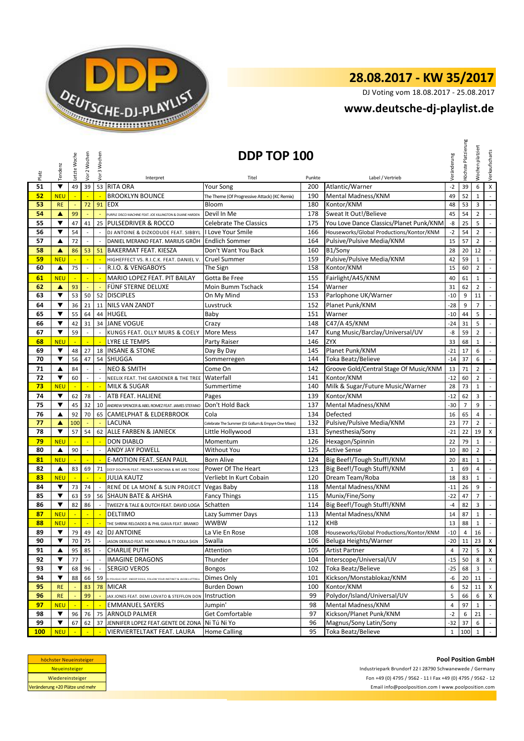# 28.08.2017 - KW 35/2017

DJ Voting vom 18.08.2017 - 25.08.2017

## www.deutsche-dj-playlist.de

## DDP TOP 100

| Platz | Tendenz | Letzte Woche | Vor 2 Wochen | Vor 3 Wochen | Interpret | Titel | Punkte | Label / Vertrieb | Veränderung | Höchste Platzierung | Wochen platziert | Verkaufscharts |
|---|---|---|---|---|---|---|---|---|---|---|---|---|
| 51 | ▼ | 49 | 39 | 53 | RITA ORA | Your Song | 200 | Atlantic/Warner | -2 | 39 | 6 | X |
| 52 | NEU | - | - | - | BROOKLYN BOUNCE | The Theme (Of Progressive Attack) (KC Remix) | 190 | Mental Madness/KNM | 49 | 52 | 1 | - |
| 53 | RE | - | 72 | 91 | EDX | Bloom | 180 | Kontor/KNM | 48 | 53 | 3 | - |
| 54 | ▲ | 99 | - | - | PURPLE DISCO MACHINE FEAT. JOE KILLINGTON & DUANE HARDEN | Devil In Me | 178 | Sweat It Out!/Believe | 45 | 54 | 2 | - |
| 55 | ▼ | 47 | 41 | 25 | PULSEDRIVER & ROCCO | Celebrate The Classics | 175 | You Love Dance Classics/Planet Punk/KNM | -8 | 25 | 5 | - |
| 56 | ▼ | 54 | - | - | DJ ANTOINE & DIZKODUDE FEAT. SIBBYL | I Love Your Smile | 166 | Houseworks/Global Productions/Kontor/KNM | -2 | 54 | 2 | - |
| 57 | ▲ | 72 | - | - | DANIEL MERANO FEAT. MARIUS GRÖH | Endlich Sommer | 164 | Pulsive/Pulsive Media/KNM | 15 | 57 | 2 | - |
| 58 | ▲ | 86 | 53 | 51 | BAKERMAT FEAT. KIESZA | Don't Want You Back | 160 | B1/Sony | 28 | 20 | 12 | - |
| 59 | NEU | - | - | - | HIGHEFFECT VS. R.I.C.K. FEAT. DANIEL V. | Cruel Summer | 159 | Pulsive/Pulsive Media/KNM | 42 | 59 | 1 | - |
| 60 | ▲ | 75 | - | - | R.I.O. & VENGABOYS | The Sign | 158 | Kontor/KNM | 15 | 60 | 2 | - |
| 61 | NEU | - | - | - | MARIO LOPEZ FEAT. PIT BAILAY | Gotta Be Free | 155 | Fairlight/A45/KNM | 40 | 61 | 1 | - |
| 62 | ▲ | 93 | - | - | FÜNF STERNE DELUXE | Moin Bumm Tschack | 154 | Warner | 31 | 62 | 2 | - |
| 63 | ▼ | 53 | 50 | 52 | DISCIPLES | On My Mind | 153 | Parlophone UK/Warner | -10 | 9 | 11 | - |
| 64 | ▼ | 36 | 21 | 11 | NILS VAN ZANDT | Luvstruck | 152 | Planet Punk/KNM | -28 | 9 | 7 | - |
| 65 | ▼ | 55 | 64 | 44 | HUGEL | Baby | 151 | Warner | -10 | 44 | 5 | - |
| 66 | ▼ | 42 | 31 | 34 | JANE VOGUE | Crazy | 148 | C47/A 45/KNM | -24 | 31 | 5 | - |
| 67 | ▼ | 59 | - | - | KUNGS FEAT. OLLY MURS & COELY | More Mess | 147 | Kung Music/Barclay/Universal/UV | -8 | 59 | 2 | - |
| 68 | NEU | - | - | - | LYRE LE TEMPS | Party Raiser | 146 | ZYX | 33 | 68 | 1 | - |
| 69 | ▼ | 48 | 27 | 18 | INSANE & STONE | Day By Day | 145 | Planet Punk/KNM | -21 | 17 | 6 | - |
| 70 | ▼ | 56 | 47 | 54 | SHUGGA | Sommerregen | 144 | Toka Beatz/Believe | -14 | 37 | 6 | - |
| 71 | ▲ | 84 | - | - | NEO & SMITH | Come On | 142 | Groove Gold/Central Stage Of Music/KNM | 13 | 71 | 2 | - |
| 72 | ▼ | 60 | - | - | NEELIX FEAT. THE GARDENER & THE TREE | Waterfall | 141 | Kontor/KNM | -12 | 60 | 2 | - |
| 73 | NEU | - | - | - | MILK & SUGAR | Summertime | 140 | Milk & Sugar/Future Music/Warner | 28 | 73 | 1 | - |
| 74 | ▼ | 62 | 78 | - | ATB FEAT. HALIENE | Pages | 139 | Kontor/KNM | -12 | 62 | 3 | - |
| 75 | ▼ | 45 | 32 | 10 | ANDREW SPENCER & ABEL ROMEZ FEAT. JAMES STEFANO | Don't Hold Back | 137 | Mental Madness/KNM | -30 | 7 | 9 | - |
| 76 | ▲ | 92 | 70 | 65 | CAMELPHAT & ELDERBROOK | Cola | 134 | Defected | 16 | 65 | 4 | - |
| 77 | ▲ | 100 | - | - | LACUNA | Celebrate The Summer (DJ Gollum & Empyre One Mixes) | 132 | Pulsive/Pulsive Media/KNM | 23 | 77 | 2 | - |
| 78 | ▼ | 57 | 54 | 62 | ALLE FARBEN & JANIECK | Little Hollywood | 131 | Synesthesia/Sony | -21 | 22 | 19 | X |
| 79 | NEU | - | - | - | DON DIABLO | Momentum | 126 | Hexagon/Spinnin | 22 | 79 | 1 | - |
| 80 | ▲ | 90 | - | - | ANDY JAY POWELL | Without You | 125 | Active Sense | 10 | 80 | 2 | - |
| 81 | NEU | - | - | - | E-MOTION FEAT. SEAN PAUL | Born Alive | 124 | Big Beef!/Tough Stuff!/KNM | 20 | 81 | 1 | - |
| 82 | ▲ | 83 | 69 | 71 | DEEP DOLPHIN FEAT. FRENCH MONTANA & WE ARE TOONZ | Power Of The Heart | 123 | Big Beef!/Tough Stuff!/KNM | 1 | 69 | 4 | - |
| 83 | NEU | - | - | - | JULIA KAUTZ | Verliebt In Kurt Cobain | 120 | Dream Team/Roba | 18 | 83 | 1 | - |
| 84 | ▼ | 73 | 74 | - | RENÉ DE LA MONÉ & SLIN PROJECT | Vegas Baby | 118 | Mental Madness/KNM | -11 | 26 | 9 | - |
| 85 | ▼ | 63 | 59 | 56 | SHAUN BATE & AHSHA | Fancy Things | 115 | Munix/Fine/Sony | -22 | 47 | 7 | - |
| 86 | ▼ | 82 | 86 | - | TWEEZY & TALE & DUTCH FEAT. DAVID LOGA | Schatten | 114 | Big Beef!/Tough Stuff!/KNM | -4 | 82 | 3 | - |
| 87 | NEU | - | - | - | DELTIIMO | Lazy Summer Days | 113 | Mental Madness/KNM | 14 | 87 | 1 | - |
| 88 | NEU | - | - | - | THE SHRINK RELOADED & PHIL GIAVA FEAT. BRANKO | WWBW | 112 | KHB | 13 | 88 | 1 | - |
| 89 | ▼ | 79 | 49 | 42 | DJ ANTOINE | La Vie En Rose | 108 | Houseworks/Global Productions/Kontor/KNM | -10 | 4 | 16 | - |
| 90 | ▼ | 70 | 75 | - | JASON DERULO FEAT. NICKI MINAJ & TY DOLLA $IGN | Swalla | 106 | Beluga Heights/Warner | -20 | 11 | 23 | X |
| 91 | ▲ | 95 | 85 | - | CHARLIE PUTH | Attention | 105 | Artist Partner | 4 | 72 | 5 | X |
| 92 | ▼ | 77 | - | - | IMAGINE DRAGONS | Thunder | 104 | Interscope/Universal/UV | -15 | 50 | 8 | X |
| 93 | ▼ | 68 | 96 | - | SERGIO VEROS | Bongos | 102 | Toka Beatz/Believe | -25 | 68 | 3 | - |
| 94 | ▼ | 88 | 66 | 59 | DJ POLIQUE FEAT. SNOOP DOGG, FOLLOW YOUR INSTINCT & JACOB LUTTRELL | Dimes Only | 101 | Kickson/Monstablokaz/KNM | -6 | 20 | 11 | - |
| 95 | RE | - | 83 | 78 | MICAR | Burden Down | 100 | Kontor/KNM | 6 | 52 | 11 | X |
| 96 | RE | - | 99 | - | JAX JONES FEAT. DEMI LOVATO & STEFFLON DON | Instruction | 99 | Polydor/Island/Universal/UV | 5 | 66 | 6 | X |
| 97 | NEU | - | - | - | EMMANUEL SAYERS | Jumpin' | 98 | Mental Madness/KNM | 4 | 97 | 1 | - |
| 98 | ▼ | 96 | 76 | 75 | ARNOLD PALMER | Get Comfortable | 97 | Kickson/Planet Punk/KNM | -2 | 6 | 21 | - |
| 99 | ▼ | 67 | 62 | 37 | JENNIFER LOPEZ FEAT.GENTE DE ZONA | Ni Tú Ni Yo | 96 | Magnus/Sony Latin/Sony | -32 | 37 | 6 | - |
| 100 | NEU | - | - | - | VIERVIERTELTAKT FEAT. LAURA | Home Calling | 95 | Toka Beatz/Believe | 1 | 100 | 1 | - |

höchster Neueinsteiger
Neueinsteiger
Wiedereinsteiger
Veränderung +20 Plätze und mehr

**Pool Position GmbH**
Industriepark Brundorf 22 I 28790 Schwanewede / Germany
Fon +49 (0) 4795 / 9562 - 11 I Fax +49 (0) 4795 / 9562 - 12
Email info@poolposition.com I www.poolposition.com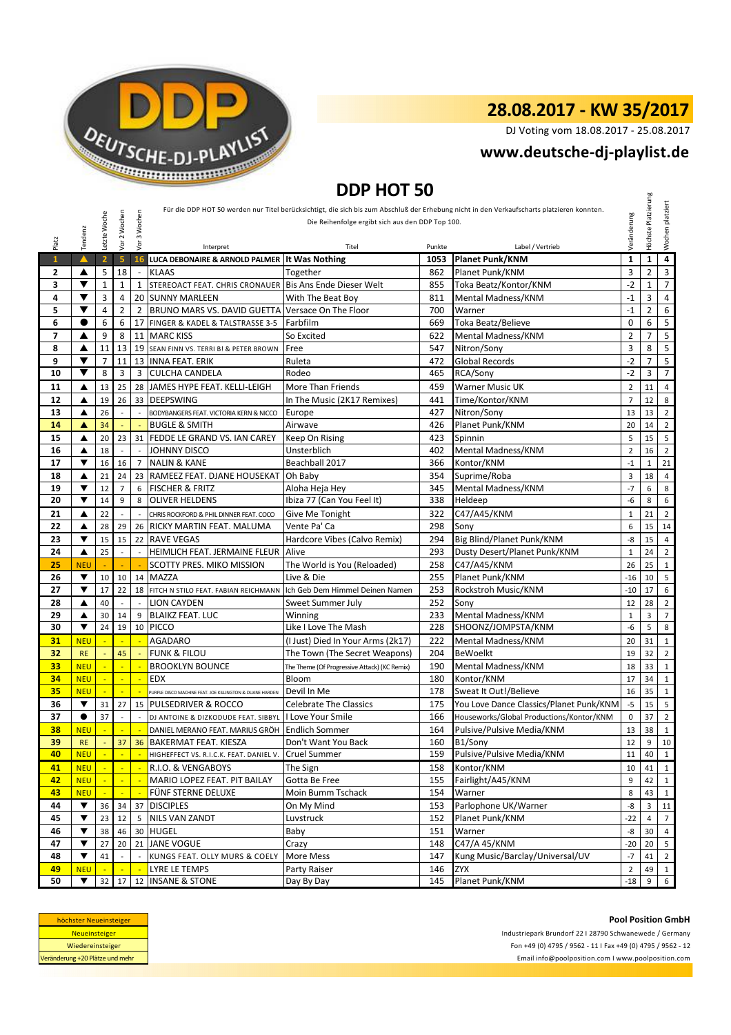# 28.08.2017 - KW 35/2017

DJ Voting vom 18.08.2017 - 25.08.2017

## www.deutsche-dj-playlist.de

## DDP HOT 50

Für die DDP HOT 50 werden nur Titel berücksichtigt, die sich bis zum Abschluß der Erhebung nicht in den Verkaufscharts platzieren konnten.
Die Reihenfolge ergibt sich aus den DDP Top 100.

| Platz | Tendenz | Letzte Woche | Vor 2 Wochen | Vor 3 Wochen | Interpret | Titel | Punkte | Label / Vertrieb | Veränderung | Höchste Platzierung | Wochen platziert |
|---|---|---|---|---|---|---|---|---|---|---|---|
| 1 | ▲ | 2 | 5 | 16 | LUCA DEBONAIRE & ARNOLD PALMER | It Was Nothing | 1053 | Planet Punk/KNM | 1 | 1 | 4 |
| 2 | ▲ | 5 | 18 | - | KLAAS | Together | 862 | Planet Punk/KNM | 3 | 2 | 3 |
| 3 | ▼ | 1 | 1 | 1 | STEREOACT FEAT. CHRIS CRONAUER | Bis Ans Ende Dieser Welt | 855 | Toka Beatz/Kontor/KNM | -2 | 1 | 7 |
| 4 | ▼ | 3 | 4 | 20 | SUNNY MARLEEN | With The Beat Boy | 811 | Mental Madness/KNM | -1 | 3 | 4 |
| 5 | ▼ | 4 | 2 | 2 | BRUNO MARS VS. DAVID GUETTA | Versace On The Floor | 700 | Warner | -1 | 2 | 6 |
| 6 | ● | 6 | 6 | 17 | FINGER & KADEL & TALSTRASSE 3-5 | Farbfilm | 669 | Toka Beatz/Believe | 0 | 6 | 5 |
| 7 | ▲ | 9 | 8 | 11 | MARC KISS | So Excited | 622 | Mental Madness/KNM | 2 | 7 | 5 |
| 8 | ▲ | 11 | 13 | 19 | SEAN FINN VS. TERRI B! & PETER BROWN | Free | 547 | Nitron/Sony | 3 | 8 | 5 |
| 9 | ▼ | 7 | 11 | 13 | INNA FEAT. ERIK | Ruleta | 472 | Global Records | -2 | 7 | 5 |
| 10 | ▼ | 8 | 3 | 3 | CULCHA CANDELA | Rodeo | 465 | RCA/Sony | -2 | 3 | 7 |
| 11 | ▲ | 13 | 25 | 28 | JAMES HYPE FEAT. KELLI-LEIGH | More Than Friends | 459 | Warner Music UK | 2 | 11 | 4 |
| 12 | ▲ | 19 | 26 | 33 | DEEPSWING | In The Music (2K17 Remixes) | 441 | Time/Kontor/KNM | 7 | 12 | 8 |
| 13 | ▲ | 26 | - | - | BODYBANGERS FEAT. VICTORIA KERN & NICCO | Europe | 427 | Nitron/Sony | 13 | 13 | 2 |
| 14 | ▲ | 34 | - | - | BUGLE & SMITH | Airwave | 426 | Planet Punk/KNM | 20 | 14 | 2 |
| 15 | ▲ | 20 | 23 | 31 | FEDDE LE GRAND VS. IAN CAREY | Keep On Rising | 423 | Spinnin | 5 | 15 | 5 |
| 16 | ▲ | 18 | - | - | JOHNNY DISCO | Unsterblich | 402 | Mental Madness/KNM | 2 | 16 | 2 |
| 17 | ▼ | 16 | 16 | 7 | NALIN & KANE | Beachball 2017 | 366 | Kontor/KNM | -1 | 1 | 21 |
| 18 | ▲ | 21 | 24 | 23 | RAMEEZ FEAT. DJANE HOUSEKAT | Oh Baby | 354 | Suprime/Roba | 3 | 18 | 4 |
| 19 | ▼ | 12 | 7 | 6 | FISCHER & FRITZ | Aloha Heja Hey | 345 | Mental Madness/KNM | -7 | 6 | 8 |
| 20 | ▼ | 14 | 9 | 8 | OLIVER HELDENS | Ibiza 77 (Can You Feel It) | 338 | Heldeep | -6 | 8 | 6 |
| 21 | ▲ | 22 | - | - | CHRIS ROCKFORD & PHIL DINNER FEAT. COCO | Give Me Tonight | 322 | C47/A45/KNM | 1 | 21 | 2 |
| 22 | ▲ | 28 | 29 | 26 | RICKY MARTIN FEAT. MALUMA | Vente Pa' Ca | 298 | Sony | 6 | 15 | 14 |
| 23 | ▼ | 15 | 15 | 22 | RAVE VEGAS | Hardcore Vibes (Calvo Remix) | 294 | Big Blind/Planet Punk/KNM | -8 | 15 | 4 |
| 24 | ▲ | 25 | - | - | HEIMLICH FEAT. JERMAINE FLEUR | Alive | 293 | Dusty Desert/Planet Punk/KNM | 1 | 24 | 2 |
| 25 | NEU | - | - | - | SCOTTY PRES. MIKO MISSION | The World is You (Reloaded) | 258 | C47/A45/KNM | 26 | 25 | 1 |
| 26 | ▼ | 10 | 10 | 14 | MAZZA | Live & Die | 255 | Planet Punk/KNM | -16 | 10 | 5 |
| 27 | ▼ | 17 | 22 | 18 | FITCH N STILO FEAT. FABIAN REICHMANN | Ich Geb Dem Himmel Deinen Namen | 253 | Rockstroh Music/KNM | -10 | 17 | 6 |
| 28 | ▲ | 40 | - | - | LION CAYDEN | Sweet Summer July | 252 | Sony | 12 | 28 | 2 |
| 29 | ▲ | 30 | 14 | 9 | BLAIKZ FEAT. LUC | Winning | 233 | Mental Madness/KNM | 1 | 3 | 7 |
| 30 | ▼ | 24 | 19 | 10 | PICCO | Like I Love The Mash | 228 | SHOONZ/JOMPSTA/KNM | -6 | 5 | 8 |
| 31 | NEU | - | - | - | AGADARO | (I Just) Died In Your Arms (2k17) | 222 | Mental Madness/KNM | 20 | 31 | 1 |
| 32 | RE | - | 45 | - | FUNK & FILOU | The Town (The Secret Weapons) | 204 | BeWoelkt | 19 | 32 | 2 |
| 33 | NEU | - | - | - | BROOKLYN BOUNCE | The Theme (Of Progressive Attack) (KC Remix) | 190 | Mental Madness/KNM | 18 | 33 | 1 |
| 34 | NEU | - | - | - | EDX | Bloom | 180 | Kontor/KNM | 17 | 34 | 1 |
| 35 | NEU | - | - | - | PURPLE DISCO MACHINE FEAT. JOE KILLINGTON & DUANE HARDEN | Devil In Me | 178 | Sweat It Out!/Believe | 16 | 35 | 1 |
| 36 | ▼ | 31 | 27 | 15 | PULSEDRIVER & ROCCO | Celebrate The Classics | 175 | You Love Dance Classics/Planet Punk/KNM | -5 | 15 | 5 |
| 37 | ● | 37 | - | - | DJ ANTOINE & DIZKODUDE FEAT. SIBBYL | I Love Your Smile | 166 | Houseworks/Global Productions/Kontor/KNM | 0 | 37 | 2 |
| 38 | NEU | - | - | - | DANIEL MERANO FEAT. MARIUS GRÖH | Endlich Sommer | 164 | Pulsive/Pulsive Media/KNM | 13 | 38 | 1 |
| 39 | RE | - | 37 | 36 | BAKERMAT FEAT. KIESZA | Don't Want You Back | 160 | B1/Sony | 12 | 9 | 10 |
| 40 | NEU | - | - | - | HIGHEFFECT VS. R.I.C.K. FEAT. DANIEL V. | Cruel Summer | 159 | Pulsive/Pulsive Media/KNM | 11 | 40 | 1 |
| 41 | NEU | - | - | - | R.I.O. & VENGABOYS | The Sign | 158 | Kontor/KNM | 10 | 41 | 1 |
| 42 | NEU | - | - | - | MARIO LOPEZ FEAT. PIT BAILAY | Gotta Be Free | 155 | Fairlight/A45/KNM | 9 | 42 | 1 |
| 43 | NEU | - | - | - | FÜNF STERNE DELUXE | Moin Bumm Tschack | 154 | Warner | 8 | 43 | 1 |
| 44 | ▼ | 36 | 34 | 37 | DISCIPLES | On My Mind | 153 | Parlophone UK/Warner | -8 | 3 | 11 |
| 45 | ▼ | 23 | 12 | 5 | NILS VAN ZANDT | Luvstruck | 152 | Planet Punk/KNM | -22 | 4 | 7 |
| 46 | ▼ | 38 | 46 | 30 | HUGEL | Baby | 151 | Warner | -8 | 30 | 4 |
| 47 | ▼ | 27 | 20 | 21 | JANE VOGUE | Crazy | 148 | C47/A 45/KNM | -20 | 20 | 5 |
| 48 | ▼ | 41 | - | - | KUNGS FEAT. OLLY MURS & COELY | More Mess | 147 | Kung Music/Barclay/Universal/UV | -7 | 41 | 2 |
| 49 | NEU | - | - | - | LYRE LE TEMPS | Party Raiser | 146 | ZYX | 2 | 49 | 1 |
| 50 | ▼ | 32 | 17 | 12 | INSANE & STONE | Day By Day | 145 | Planet Punk/KNM | -18 | 9 | 6 |

| |
|---|
| höchster Neueinsteiger |
| Neueinsteiger |
| Wiedereinsteiger |
| Veränderung +20 Plätze und mehr |

**Pool Position GmbH**

Industriepark Brundorf 22 I 28790 Schwanewede / Germany
Fon +49 (0) 4795 / 9562 - 11 I Fax +49 (0) 4795 / 9562 - 12
Email info@poolposition.com I www.poolposition.com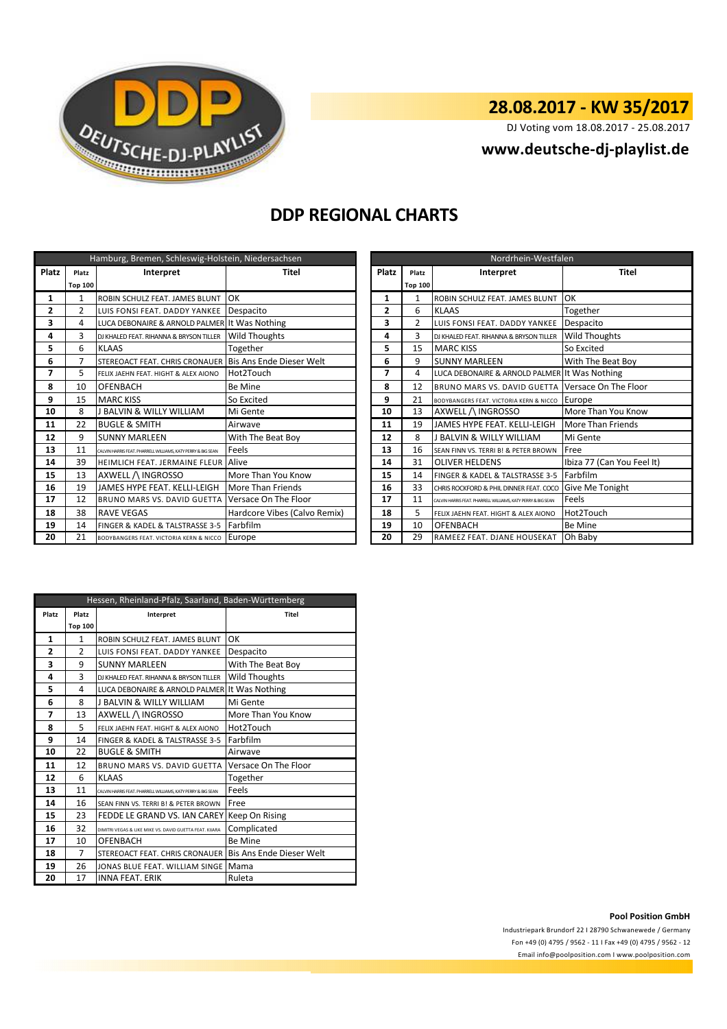# 28.08.2017 - KW 35/2017

DJ Voting vom 18.08.2017 - 25.08.2017

**www.deutsche-dj-playlist.de**

## DDP REGIONAL CHARTS

| Hamburg, Bremen, Schleswig-Holstein, Niedersachsen | | | |
|---|---|---|---|
| Platz | Platz Top 100 | Interpret | Titel |
| 1 | 1 | ROBIN SCHULZ FEAT. JAMES BLUNT | OK |
| 2 | 2 | LUIS FONSI FEAT. DADDY YANKEE | Despacito |
| 3 | 4 | LUCA DEBONAIRE & ARNOLD PALMER | It Was Nothing |
| 4 | 3 | DJ KHALED FEAT. RIHANNA & BRYSON TILLER | Wild Thoughts |
| 5 | 6 | KLAAS | Together |
| 6 | 7 | STEREOACT FEAT. CHRIS CRONAUER | Bis Ans Ende Dieser Welt |
| 7 | 5 | FELIX JAEHN FEAT. HIGHT & ALEX AIONO | Hot2Touch |
| 8 | 10 | OFENBACH | Be Mine |
| 9 | 15 | MARC KISS | So Excited |
| 10 | 8 | J BALVIN & WILLY WILLIAM | Mi Gente |
| 11 | 22 | BUGLE & SMITH | Airwave |
| 12 | 9 | SUNNY MARLEEN | With The Beat Boy |
| 13 | 11 | CALVIN HARRIS FEAT. PHARRELL WILLIAMS, KATY PERRY & BIG SEAN | Feels |
| 14 | 39 | HEIMLICH FEAT. JERMAINE FLEUR | Alive |
| 15 | 13 | AXWELL /\ INGROSSO | More Than You Know |
| 16 | 19 | JAMES HYPE FEAT. KELLI-LEIGH | More Than Friends |
| 17 | 12 | BRUNO MARS VS. DAVID GUETTA | Versace On The Floor |
| 18 | 38 | RAVE VEGAS | Hardcore Vibes (Calvo Remix) |
| 19 | 14 | FINGER & KADEL & TALSTRASSE 3-5 | Farbfilm |
| 20 | 21 | BODYBANGERS FEAT. VICTORIA KERN & NICCO | Europe |

| Nordrhein-Westfalen | | | |
|---|---|---|---|
| Platz | Platz Top 100 | Interpret | Titel |
| 1 | 1 | ROBIN SCHULZ FEAT. JAMES BLUNT | OK |
| 2 | 6 | KLAAS | Together |
| 3 | 2 | LUIS FONSI FEAT. DADDY YANKEE | Despacito |
| 4 | 3 | DJ KHALED FEAT. RIHANNA & BRYSON TILLER | Wild Thoughts |
| 5 | 15 | MARC KISS | So Excited |
| 6 | 9 | SUNNY MARLEEN | With The Beat Boy |
| 7 | 4 | LUCA DEBONAIRE & ARNOLD PALMER | It Was Nothing |
| 8 | 12 | BRUNO MARS VS. DAVID GUETTA | Versace On The Floor |
| 9 | 21 | BODYBANGERS FEAT. VICTORIA KERN & NICCO | Europe |
| 10 | 13 | AXWELL /\ INGROSSO | More Than You Know |
| 11 | 19 | JAMES HYPE FEAT. KELLI-LEIGH | More Than Friends |
| 12 | 8 | J BALVIN & WILLY WILLIAM | Mi Gente |
| 13 | 16 | SEAN FINN VS. TERRI B! & PETER BROWN | Free |
| 14 | 31 | OLIVER HELDENS | Ibiza 77 (Can You Feel It) |
| 15 | 14 | FINGER & KADEL & TALSTRASSE 3-5 | Farbfilm |
| 16 | 33 | CHRIS ROCKFORD & PHIL DINNER FEAT. COCO | Give Me Tonight |
| 17 | 11 | CALVIN HARRIS FEAT. PHARRELL WILLIAMS, KATY PERRY & BIG SEAN | Feels |
| 18 | 5 | FELIX JAEHN FEAT. HIGHT & ALEX AIONO | Hot2Touch |
| 19 | 10 | OFENBACH | Be Mine |
| 20 | 29 | RAMEEZ FEAT. DJANE HOUSEKAT | Oh Baby |

| Hessen, Rheinland-Pfalz, Saarland, Baden-Württemberg | | | |
|---|---|---|---|
| Platz | Platz Top 100 | Interpret | Titel |
| 1 | 1 | ROBIN SCHULZ FEAT. JAMES BLUNT | OK |
| 2 | 2 | LUIS FONSI FEAT. DADDY YANKEE | Despacito |
| 3 | 9 | SUNNY MARLEEN | With The Beat Boy |
| 4 | 3 | DJ KHALED FEAT. RIHANNA & BRYSON TILLER | Wild Thoughts |
| 5 | 4 | LUCA DEBONAIRE & ARNOLD PALMER | It Was Nothing |
| 6 | 8 | J BALVIN & WILLY WILLIAM | Mi Gente |
| 7 | 13 | AXWELL /\ INGROSSO | More Than You Know |
| 8 | 5 | FELIX JAEHN FEAT. HIGHT & ALEX AIONO | Hot2Touch |
| 9 | 14 | FINGER & KADEL & TALSTRASSE 3-5 | Farbfilm |
| 10 | 22 | BUGLE & SMITH | Airwave |
| 11 | 12 | BRUNO MARS VS. DAVID GUETTA | Versace On The Floor |
| 12 | 6 | KLAAS | Together |
| 13 | 11 | CALVIN HARRIS FEAT. PHARRELL WILLIAMS, KATY PERRY & BIG SEAN | Feels |
| 14 | 16 | SEAN FINN VS. TERRI B! & PETER BROWN | Free |
| 15 | 23 | FEDDE LE GRAND VS. IAN CAREY | Keep On Rising |
| 16 | 32 | DIMITRI VEGAS & LIKE MIKE VS. DAVID GUETTA FEAT. KIIARA | Complicated |
| 17 | 10 | OFENBACH | Be Mine |
| 18 | 7 | STEREOACT FEAT. CHRIS CRONAUER | Bis Ans Ende Dieser Welt |
| 19 | 26 | JONAS BLUE FEAT. WILLIAM SINGE | Mama |
| 20 | 17 | INNA FEAT. ERIK | Ruleta |

**Pool Position GmbH**

Industriepark Brundorf 22 I 28790 Schwanewede / Germany

Fon +49 (0) 4795 / 9562 - 11 I Fax +49 (0) 4795 / 9562 - 12

Email info@poolposition.com I www.poolposition.com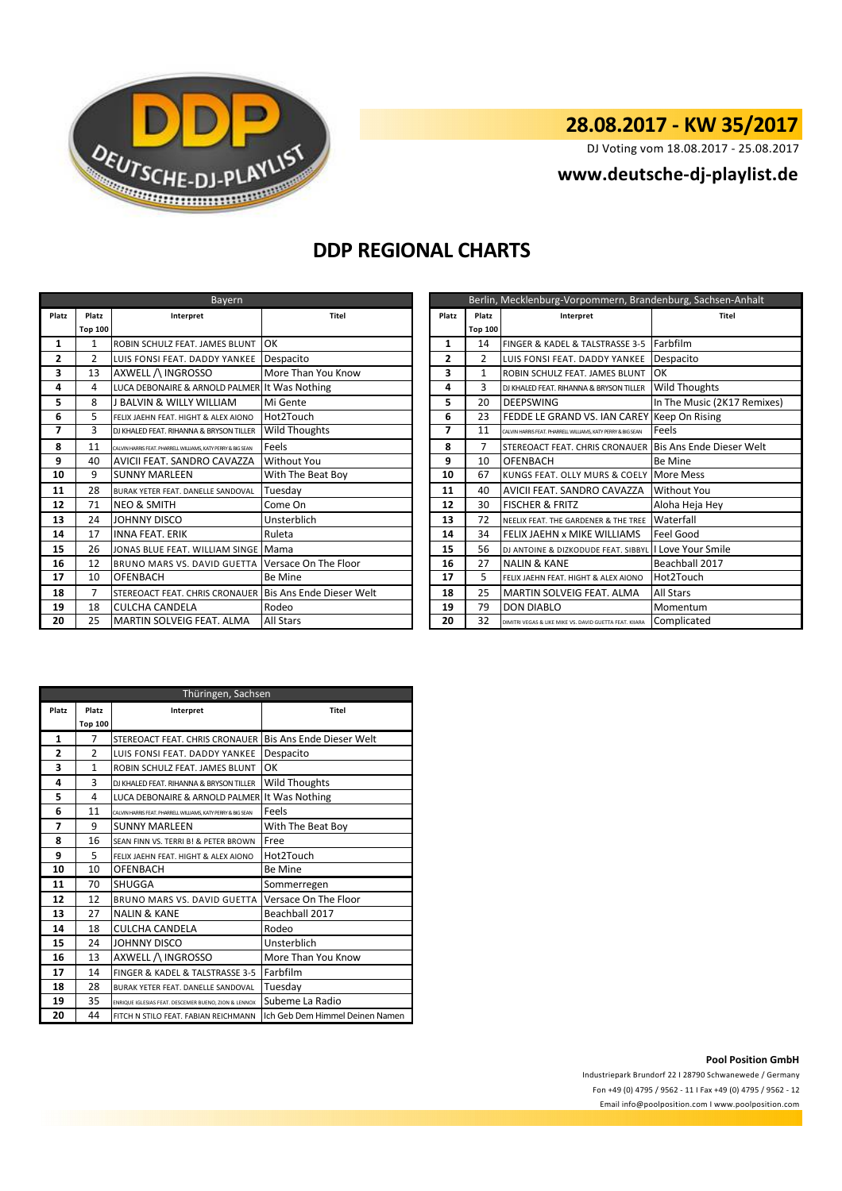## 28.08.2017 - KW 35/2017

DJ Voting vom 18.08.2017 - 25.08.2017

**www.deutsche-dj-playlist.de**

# DDP REGIONAL CHARTS

| Bayern | | | |
|---|---|---|---|
| **Platz** | **Platz Top 100** | **Interpret** | **Titel** |
| 1 | 1 | ROBIN SCHULZ FEAT. JAMES BLUNT | OK |
| 2 | 2 | LUIS FONSI FEAT. DADDY YANKEE | Despacito |
| 3 | 13 | AXWELL /\ INGROSSO | More Than You Know |
| 4 | 4 | LUCA DEBONAIRE & ARNOLD PALMER | It Was Nothing |
| 5 | 8 | J BALVIN & WILLY WILLIAM | Mi Gente |
| 6 | 5 | FELIX JAEHN FEAT. HIGHT & ALEX AIONO | Hot2Touch |
| 7 | 3 | DJ KHALED FEAT. RIHANNA & BRYSON TILLER | Wild Thoughts |
| 8 | 11 | CALVIN HARRIS FEAT. PHARRELL WILLIAMS, KATY PERRY & BIG SEAN | Feels |
| 9 | 40 | AVICII FEAT. SANDRO CAVAZZA | Without You |
| 10 | 9 | SUNNY MARLEEN | With The Beat Boy |
| 11 | 28 | BURAK YETER FEAT. DANELLE SANDOVAL | Tuesday |
| 12 | 71 | NEO & SMITH | Come On |
| 13 | 24 | JOHNNY DISCO | Unsterblich |
| 14 | 17 | INNA FEAT. ERIK | Ruleta |
| 15 | 26 | JONAS BLUE FEAT. WILLIAM SINGE | Mama |
| 16 | 12 | BRUNO MARS VS. DAVID GUETTA | Versace On The Floor |
| 17 | 10 | OFENBACH | Be Mine |
| 18 | 7 | STEREOACT FEAT. CHRIS CRONAUER | Bis Ans Ende Dieser Welt |
| 19 | 18 | CULCHA CANDELA | Rodeo |
| 20 | 25 | MARTIN SOLVEIG FEAT. ALMA | All Stars |

| Berlin, Mecklenburg-Vorpommern, Brandenburg, Sachsen-Anhalt | | | |
|---|---|---|---|
| **Platz** | **Platz Top 100** | **Interpret** | **Titel** |
| 1 | 14 | FINGER & KADEL & TALSTRASSE 3-5 | Farbfilm |
| 2 | 2 | LUIS FONSI FEAT. DADDY YANKEE | Despacito |
| 3 | 1 | ROBIN SCHULZ FEAT. JAMES BLUNT | OK |
| 4 | 3 | DJ KHALED FEAT. RIHANNA & BRYSON TILLER | Wild Thoughts |
| 5 | 20 | DEEPSWING | In The Music (2K17 Remixes) |
| 6 | 23 | FEDDE LE GRAND VS. IAN CAREY | Keep On Rising |
| 7 | 11 | CALVIN HARRIS FEAT. PHARRELL WILLIAMS, KATY PERRY & BIG SEAN | Feels |
| 8 | 7 | STEREOACT FEAT. CHRIS CRONAUER | Bis Ans Ende Dieser Welt |
| 9 | 10 | OFENBACH | Be Mine |
| 10 | 67 | KUNGS FEAT. OLLY MURS & COELY | More Mess |
| 11 | 40 | AVICII FEAT. SANDRO CAVAZZA | Without You |
| 12 | 30 | FISCHER & FRITZ | Aloha Heja Hey |
| 13 | 72 | NEELIX FEAT. THE GARDENER & THE TREE | Waterfall |
| 14 | 34 | FELIX JAEHN x MIKE WILLIAMS | Feel Good |
| 15 | 56 | DJ ANTOINE & DIZKODUDE FEAT. SIBBYL | I Love Your Smile |
| 16 | 27 | NALIN & KANE | Beachball 2017 |
| 17 | 5 | FELIX JAEHN FEAT. HIGHT & ALEX AIONO | Hot2Touch |
| 18 | 25 | MARTIN SOLVEIG FEAT. ALMA | All Stars |
| 19 | 79 | DON DIABLO | Momentum |
| 20 | 32 | DIMITRI VEGAS & LIKE MIKE VS. DAVID GUETTA FEAT. KIIARA | Complicated |

| Thüringen, Sachsen | | | |
|---|---|---|---|
| **Platz** | **Platz Top 100** | **Interpret** | **Titel** |
| 1 | 7 | STEREOACT FEAT. CHRIS CRONAUER | Bis Ans Ende Dieser Welt |
| 2 | 2 | LUIS FONSI FEAT. DADDY YANKEE | Despacito |
| 3 | 1 | ROBIN SCHULZ FEAT. JAMES BLUNT | OK |
| 4 | 3 | DJ KHALED FEAT. RIHANNA & BRYSON TILLER | Wild Thoughts |
| 5 | 4 | LUCA DEBONAIRE & ARNOLD PALMER | It Was Nothing |
| 6 | 11 | CALVIN HARRIS FEAT. PHARRELL WILLIAMS, KATY PERRY & BIG SEAN | Feels |
| 7 | 9 | SUNNY MARLEEN | With The Beat Boy |
| 8 | 16 | SEAN FINN VS. TERRI B! & PETER BROWN | Free |
| 9 | 5 | FELIX JAEHN FEAT. HIGHT & ALEX AIONO | Hot2Touch |
| 10 | 10 | OFENBACH | Be Mine |
| 11 | 70 | SHUGGA | Sommerregen |
| 12 | 12 | BRUNO MARS VS. DAVID GUETTA | Versace On The Floor |
| 13 | 27 | NALIN & KANE | Beachball 2017 |
| 14 | 18 | CULCHA CANDELA | Rodeo |
| 15 | 24 | JOHNNY DISCO | Unsterblich |
| 16 | 13 | AXWELL /\ INGROSSO | More Than You Know |
| 17 | 14 | FINGER & KADEL & TALSTRASSE 3-5 | Farbfilm |
| 18 | 28 | BURAK YETER FEAT. DANELLE SANDOVAL | Tuesday |
| 19 | 35 | ENRIQUE IGLESIAS FEAT. DESCEMER BUENO, ZION & LENNOX | Subeme La Radio |
| 20 | 44 | FITCH N STILO FEAT. FABIAN REICHMANN | Ich Geb Dem Himmel Deinen Namen |

**Pool Position GmbH**

Industriepark Brundorf 22 I 28790 Schwanewede / Germany

Fon +49 (0) 4795 / 9562 - 11 I Fax +49 (0) 4795 / 9562 - 12

Email info@poolposition.com I www.poolposition.com